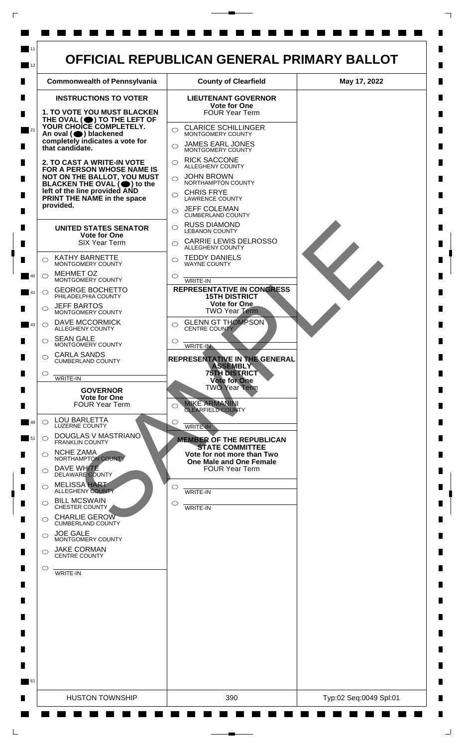# OFFICIAL REPUBLICAN GENERAL PRIMARY BALLOT

| Commonwealth of Pennsylvania | County of Clearfield | May 17, 2022 |
|---|---|---|

## INSTRUCTIONS TO VOTER

**1. TO VOTE YOU MUST BLACKEN THE OVAL (⬤) TO THE LEFT OF YOUR CHOICE COMPLETELY. An oval (⬤) blackened completely indicates a vote for that candidate.**

**2. TO CAST A WRITE-IN VOTE FOR A PERSON WHOSE NAME IS NOT ON THE BALLOT, YOU MUST BLACKEN THE OVAL (⬤) to the left of the line provided AND PRINT THE NAME in the space provided.**

### UNITED STATES SENATOR
**Vote for One**
SIX Year Term

- ○ KATHY BARNETTE — MONTGOMERY COUNTY
- ○ MEHMET OZ — MONTGOMERY COUNTY
- ○ GEORGE BOCHETTO — PHILADELPHIA COUNTY
- ○ JEFF BARTOS — MONTGOMERY COUNTY
- ○ DAVE MCCORMICK — ALLEGHENY COUNTY
- ○ SEAN GALE — MONTGOMERY COUNTY
- ○ CARLA SANDS — CUMBERLAND COUNTY
- ○ ________ WRITE-IN

### GOVERNOR
**Vote for One**
FOUR Year Term

- ○ LOU BARLETTA — LUZERNE COUNTY
- ○ DOUGLAS V MASTRIANO — FRANKLIN COUNTY
- ○ NCHE ZAMA — NORTHAMPTON COUNTY
- ○ DAVE WHITE — DELAWARE COUNTY
- ○ MELISSA HART — ALLEGHENY COUNTY
- ○ BILL MCSWAIN — CHESTER COUNTY
- ○ CHARLIE GEROW — CUMBERLAND COUNTY
- ○ JOE GALE — MONTGOMERY COUNTY
- ○ JAKE CORMAN — CENTRE COUNTY
- ○ ________ WRITE-IN

### LIEUTENANT GOVERNOR
**Vote for One**
FOUR Year Term

- ○ CLARICE SCHILLINGER — MONTGOMERY COUNTY
- ○ JAMES EARL JONES — MONTGOMERY COUNTY
- ○ RICK SACCONE — ALLEGHENY COUNTY
- ○ JOHN BROWN — NORTHAMPTON COUNTY
- ○ CHRIS FRYE — LAWRENCE COUNTY
- ○ JEFF COLEMAN — CUMBERLAND COUNTY
- ○ RUSS DIAMOND — LEBANON COUNTY
- ○ CARRIE LEWIS DELROSSO — ALLEGHENY COUNTY
- ○ TEDDY DANIELS — WAYNE COUNTY
- ○ ________ WRITE-IN

### REPRESENTATIVE IN CONGRESS 15TH DISTRICT
**Vote for One**
TWO Year Term

- ○ GLENN GT THOMPSON — CENTRE COUNTY
- ○ ________ WRITE-IN

### REPRESENTATIVE IN THE GENERAL ASSEMBLY 75TH DISTRICT
**Vote for One**
TWO Year Term

- ○ MIKE ARMANINI — CLEARFIELD COUNTY
- ○ ________ WRITE-IN

### MEMBER OF THE REPUBLICAN STATE COMMITTEE
**Vote for not more than Two One Male and One Female**
FOUR Year Term

- ○ ________ WRITE-IN
- ○ ________ WRITE-IN

SAMPLE

| HUSTON TOWNSHIP | 390 | Typ:02 Seq:0049 Spl:01 |
|---|---|---|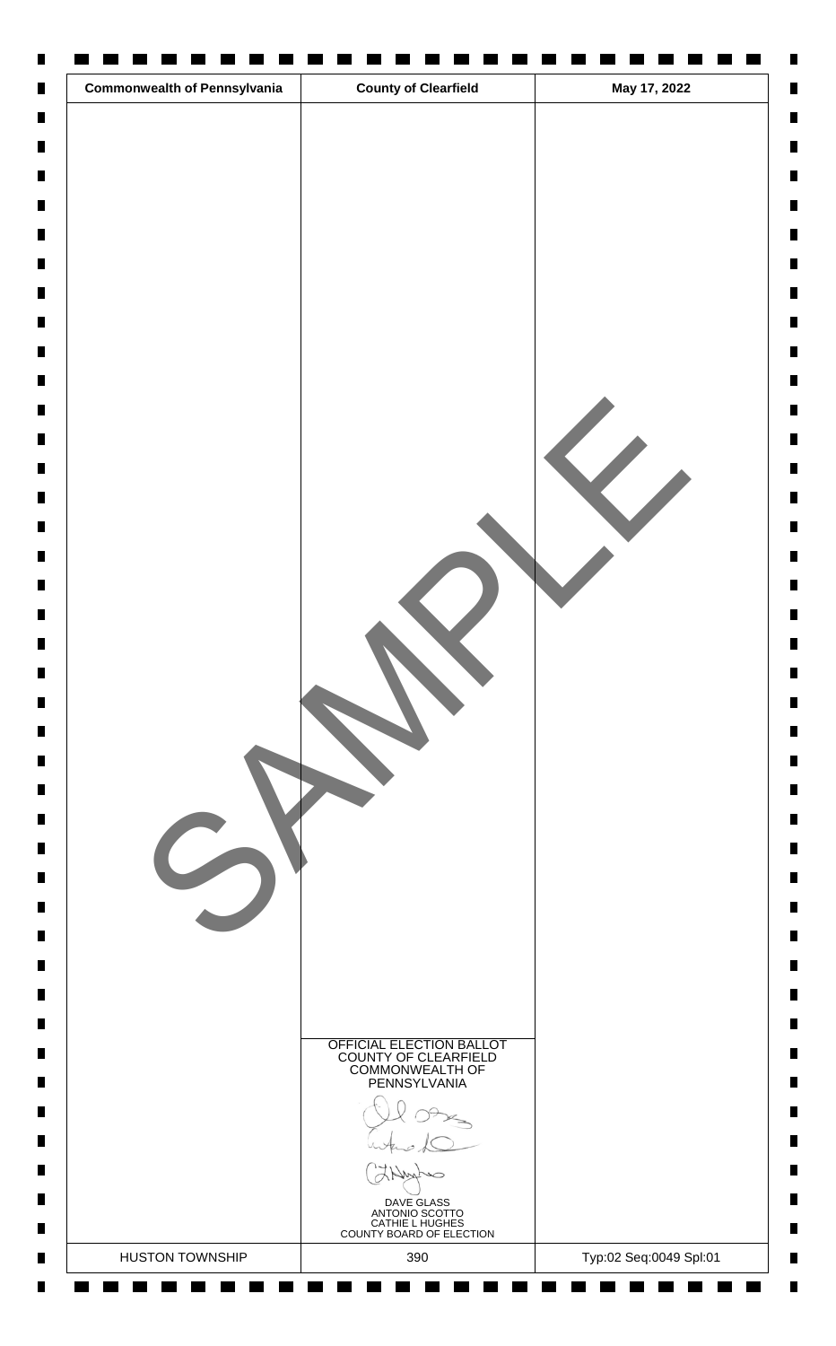| Commonwealth of Pennsylvania | County of Clearfield | May 17, 2022 |
| --- | --- | --- |
| | OFFICIAL ELECTION BALLOT<br>COUNTY OF CLEARFIELD<br>COMMONWEALTH OF PENNSYLVANIA<br><br>DAVE GLASS<br>ANTONIO SCOTTO<br>CATHIE L HUGHES<br>COUNTY BOARD OF ELECTION | |
| HUSTON TOWNSHIP | 390 | Typ:02 Seq:0049 Spl:01 |

SAMPLE